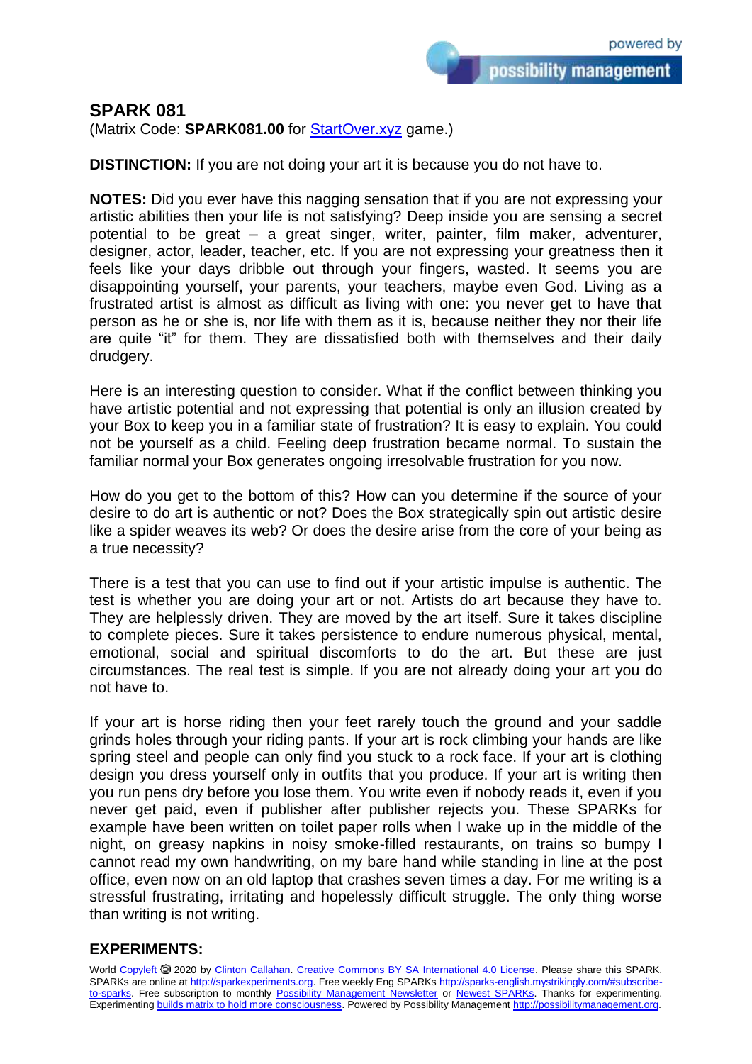## SPARK 081

(Matrix Code: **SPARK081.00** for StartOver.xyz game.)

**DISTINCTION:** If you are not doing your art it is because you do not have to.

**NOTES:** Did you ever have this nagging sensation that if you are not expressing your artistic abilities then your life is not satisfying? Deep inside you are sensing a secret potential to be great – a great singer, writer, painter, film maker, adventurer, designer, actor, leader, teacher, etc. If you are not expressing your greatness then it feels like your days dribble out through your fingers, wasted. It seems you are disappointing yourself, your parents, your teachers, maybe even God. Living as a frustrated artist is almost as difficult as living with one: you never get to have that person as he or she is, nor life with them as it is, because neither they nor their life are quite "it" for them. They are dissatisfied both with themselves and their daily drudgery.

Here is an interesting question to consider. What if the conflict between thinking you have artistic potential and not expressing that potential is only an illusion created by your Box to keep you in a familiar state of frustration? It is easy to explain. You could not be yourself as a child. Feeling deep frustration became normal. To sustain the familiar normal your Box generates ongoing irresolvable frustration for you now.

How do you get to the bottom of this? How can you determine if the source of your desire to do art is authentic or not? Does the Box strategically spin out artistic desire like a spider weaves its web? Or does the desire arise from the core of your being as a true necessity?

There is a test that you can use to find out if your artistic impulse is authentic. The test is whether you are doing your art or not. Artists do art because they have to. They are helplessly driven. They are moved by the art itself. Sure it takes discipline to complete pieces. Sure it takes persistence to endure numerous physical, mental, emotional, social and spiritual discomforts to do the art. But these are just circumstances. The real test is simple. If you are not already doing your art you do not have to.

If your art is horse riding then your feet rarely touch the ground and your saddle grinds holes through your riding pants. If your art is rock climbing your hands are like spring steel and people can only find you stuck to a rock face. If your art is clothing design you dress yourself only in outfits that you produce. If your art is writing then you run pens dry before you lose them. You write even if nobody reads it, even if you never get paid, even if publisher after publisher rejects you. These SPARKs for example have been written on toilet paper rolls when I wake up in the middle of the night, on greasy napkins in noisy smoke-filled restaurants, on trains so bumpy I cannot read my own handwriting, on my bare hand while standing in line at the post office, even now on an old laptop that crashes seven times a day. For me writing is a stressful frustrating, irritating and hopelessly difficult struggle. The only thing worse than writing is not writing.

### EXPERIMENTS:

World Copyleft 🄯 2020 by Clinton Callahan. Creative Commons BY SA International 4.0 License. Please share this SPARK. SPARKs are online at http://sparkexperiments.org. Free weekly Eng SPARKs http://sparks-english.mystrikingly.com/#subscribe-to-sparks. Free subscription to monthly Possibility Management Newsletter or Newest SPARKs. Thanks for experimenting. Experimenting builds matrix to hold more consciousness. Powered by Possibility Management http://possibilitymanagement.org.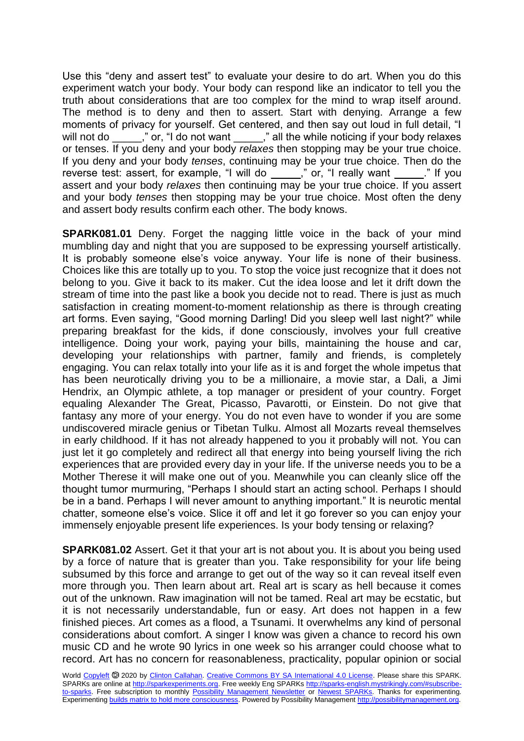Use this "deny and assert test" to evaluate your desire to do art. When you do this experiment watch your body. Your body can respond like an indicator to tell you the truth about considerations that are too complex for the mind to wrap itself around. The method is to deny and then to assert. Start with denying. Arrange a few moments of privacy for yourself. Get centered, and then say out loud in full detail, "I will not do _____," or, "I do not want _____," all the while noticing if your body relaxes or tenses. If you deny and your body *relaxes* then stopping may be your true choice. If you deny and your body *tenses*, continuing may be your true choice. Then do the reverse test: assert, for example, "I will do _____," or, "I really want _____." If you assert and your body *relaxes* then continuing may be your true choice. If you assert and your body *tenses* then stopping may be your true choice. Most often the deny and assert body results confirm each other. The body knows.

**SPARK081.01** Deny. Forget the nagging little voice in the back of your mind mumbling day and night that you are supposed to be expressing yourself artistically. It is probably someone else's voice anyway. Your life is none of their business. Choices like this are totally up to you. To stop the voice just recognize that it does not belong to you. Give it back to its maker. Cut the idea loose and let it drift down the stream of time into the past like a book you decide not to read. There is just as much satisfaction in creating moment-to-moment relationship as there is through creating art forms. Even saying, "Good morning Darling! Did you sleep well last night?" while preparing breakfast for the kids, if done consciously, involves your full creative intelligence. Doing your work, paying your bills, maintaining the house and car, developing your relationships with partner, family and friends, is completely engaging. You can relax totally into your life as it is and forget the whole impetus that has been neurotically driving you to be a millionaire, a movie star, a Dali, a Jimi Hendrix, an Olympic athlete, a top manager or president of your country. Forget equaling Alexander The Great, Picasso, Pavarotti, or Einstein. Do not give that fantasy any more of your energy. You do not even have to wonder if you are some undiscovered miracle genius or Tibetan Tulku. Almost all Mozarts reveal themselves in early childhood. If it has not already happened to you it probably will not. You can just let it go completely and redirect all that energy into being yourself living the rich experiences that are provided every day in your life. If the universe needs you to be a Mother Therese it will make one out of you. Meanwhile you can cleanly slice off the thought tumor murmuring, "Perhaps I should start an acting school. Perhaps I should be in a band. Perhaps I will never amount to anything important." It is neurotic mental chatter, someone else's voice. Slice it off and let it go forever so you can enjoy your immensely enjoyable present life experiences. Is your body tensing or relaxing?

**SPARK081.02** Assert. Get it that your art is not about you. It is about you being used by a force of nature that is greater than you. Take responsibility for your life being subsumed by this force and arrange to get out of the way so it can reveal itself even more through you. Then learn about art. Real art is scary as hell because it comes out of the unknown. Raw imagination will not be tamed. Real art may be ecstatic, but it is not necessarily understandable, fun or easy. Art does not happen in a few finished pieces. Art comes as a flood, a Tsunami. It overwhelms any kind of personal considerations about comfort. A singer I know was given a chance to record his own music CD and he wrote 90 lyrics in one week so his arranger could choose what to record. Art has no concern for reasonableness, practicality, popular opinion or social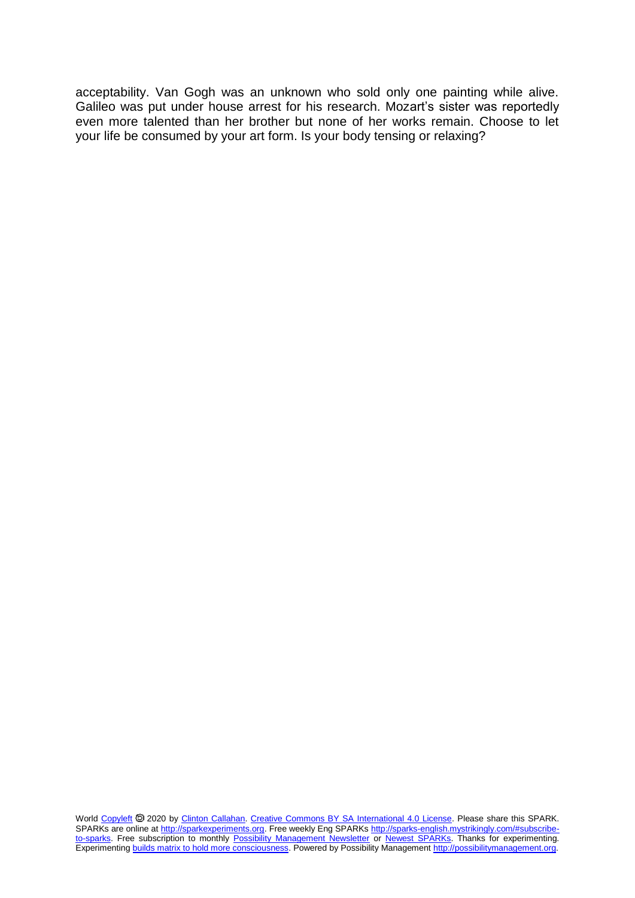acceptability. Van Gogh was an unknown who sold only one painting while alive. Galileo was put under house arrest for his research. Mozart's sister was reportedly even more talented than her brother but none of her works remain. Choose to let your life be consumed by your art form. Is your body tensing or relaxing?

World Copyleft 🄯 2020 by Clinton Callahan. Creative Commons BY SA International 4.0 License. Please share this SPARK. SPARKs are online at http://sparkexperiments.org. Free weekly Eng SPARKs http://sparks-english.mystrikingly.com/#subscribe-to-sparks. Free subscription to monthly Possibility Management Newsletter or Newest SPARKs. Thanks for experimenting. Experimenting builds matrix to hold more consciousness. Powered by Possibility Management http://possibilitymanagement.org.